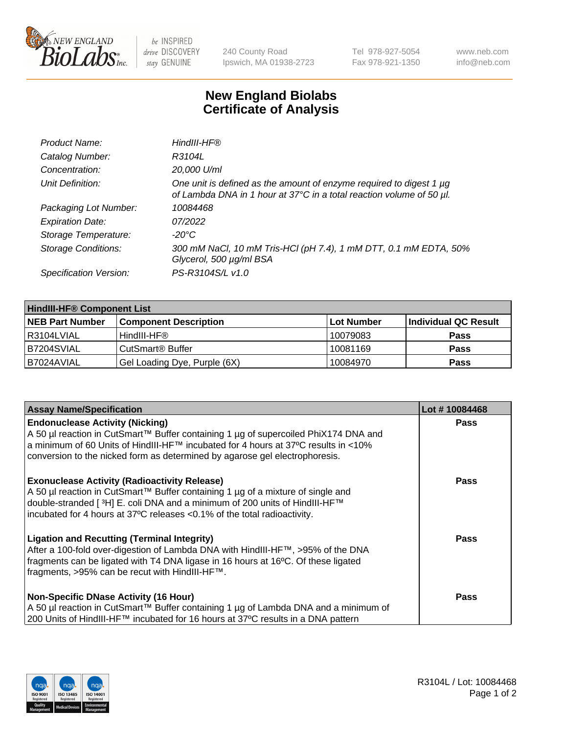240 County Road
Ipswich, MA 01938-2723

Tel 978-927-5054
Fax 978-921-1350

www.neb.com
info@neb.com

# New England Biolabs
# Certificate of Analysis

| | |
|---|---|
| *Product Name:* | *HindIII-HF®* |
| *Catalog Number:* | *R3104L* |
| *Concentration:* | *20,000 U/ml* |
| *Unit Definition:* | *One unit is defined as the amount of enzyme required to digest 1 µg of Lambda DNA in 1 hour at 37°C in a total reaction volume of 50 µl.* |
| *Packaging Lot Number:* | *10084468* |
| *Expiration Date:* | *07/2022* |
| *Storage Temperature:* | *-20°C* |
| *Storage Conditions:* | *300 mM NaCl, 10 mM Tris-HCl (pH 7.4), 1 mM DTT, 0.1 mM EDTA, 50% Glycerol, 500 µg/ml BSA* |
| *Specification Version:* | *PS-R3104S/L v1.0* |

| HindIII-HF® Component List | | | |
|---|---|---|---|
| **NEB Part Number** | **Component Description** | **Lot Number** | **Individual QC Result** |
| R3104LVIAL | HindIII-HF® | 10079083 | **Pass** |
| B7204SVIAL | CutSmart® Buffer | 10081169 | **Pass** |
| B7024AVIAL | Gel Loading Dye, Purple (6X) | 10084970 | **Pass** |

| Assay Name/Specification | Lot # 10084468 |
|---|---|
| **Endonuclease Activity (Nicking)**<br>A 50 µl reaction in CutSmart™ Buffer containing 1 µg of supercoiled PhiX174 DNA and a minimum of 60 Units of HindIII-HF™ incubated for 4 hours at 37ºC results in <10% conversion to the nicked form as determined by agarose gel electrophoresis. | **Pass** |
| **Exonuclease Activity (Radioactivity Release)**<br>A 50 µl reaction in CutSmart™ Buffer containing 1 µg of a mixture of single and double-stranded [ $^{3}$H] E. coli DNA and a minimum of 200 units of HindIII-HF™ incubated for 4 hours at 37ºC releases <0.1% of the total radioactivity. | **Pass** |
| **Ligation and Recutting (Terminal Integrity)**<br>After a 100-fold over-digestion of Lambda DNA with HindIII-HF™, >95% of the DNA fragments can be ligated with T4 DNA ligase in 16 hours at 16ºC. Of these ligated fragments, >95% can be recut with HindIII-HF™. | **Pass** |
| **Non-Specific DNase Activity (16 Hour)**<br>A 50 µl reaction in CutSmart™ Buffer containing 1 µg of Lambda DNA and a minimum of 200 Units of HindIII-HF™ incubated for 16 hours at 37ºC results in a DNA pattern | **Pass** |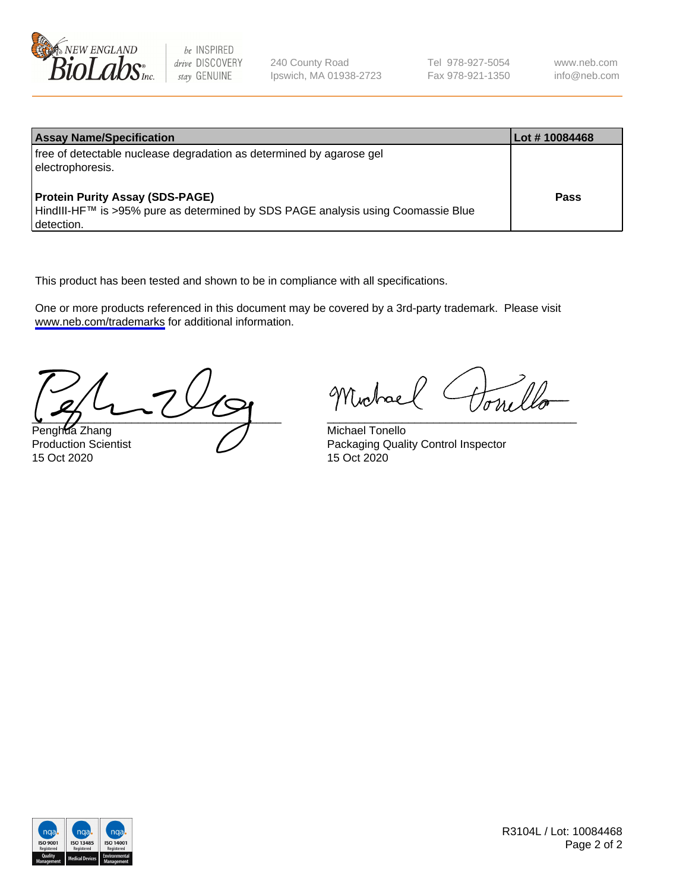| Assay Name/Specification | Lot # 10084468 |
|---|---|
| free of detectable nuclease degradation as determined by agarose gel electrophoresis. | |
| **Protein Purity Assay (SDS-PAGE)**<br>HindIII-HF™ is >95% pure as determined by SDS PAGE analysis using Coomassie Blue detection. | **Pass** |

This product has been tested and shown to be in compliance with all specifications.

One or more products referenced in this document may be covered by a 3rd-party trademark. Please visit www.neb.com/trademarks for additional information.

Penghua Zhang
Production Scientist
15 Oct 2020

Michael Tonello
Packaging Quality Control Inspector
15 Oct 2020

R3104L / Lot: 10084468